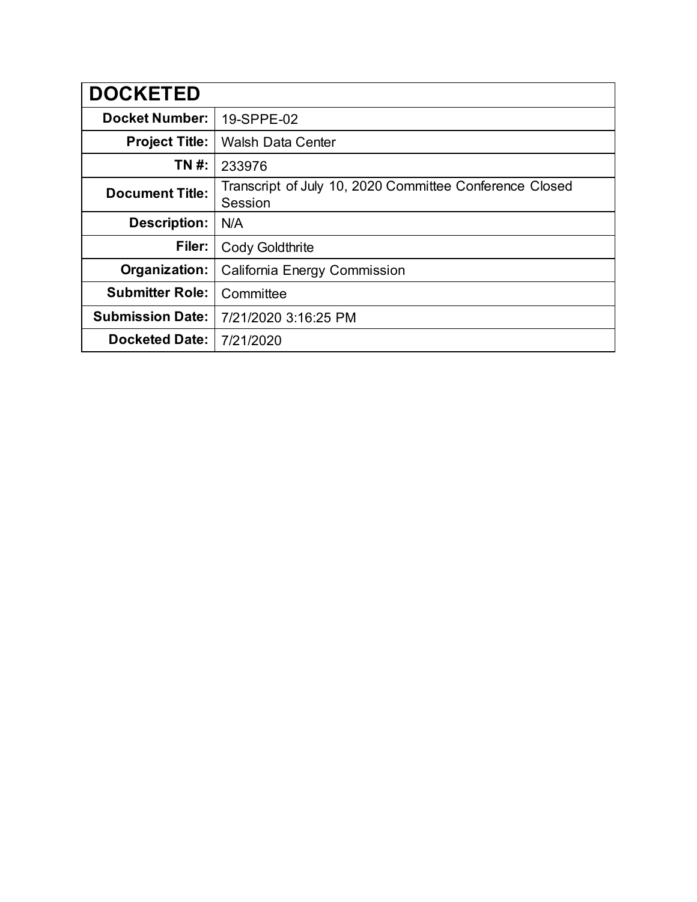| DOCKETED | |
|---|---|
| **Docket Number:** | 19-SPPE-02 |
| **Project Title:** | Walsh Data Center |
| **TN #:** | 233976 |
| **Document Title:** | Transcript of July 10, 2020 Committee Conference Closed Session |
| **Description:** | N/A |
| **Filer:** | Cody Goldthrite |
| **Organization:** | California Energy Commission |
| **Submitter Role:** | Committee |
| **Submission Date:** | 7/21/2020 3:16:25 PM |
| **Docketed Date:** | 7/21/2020 |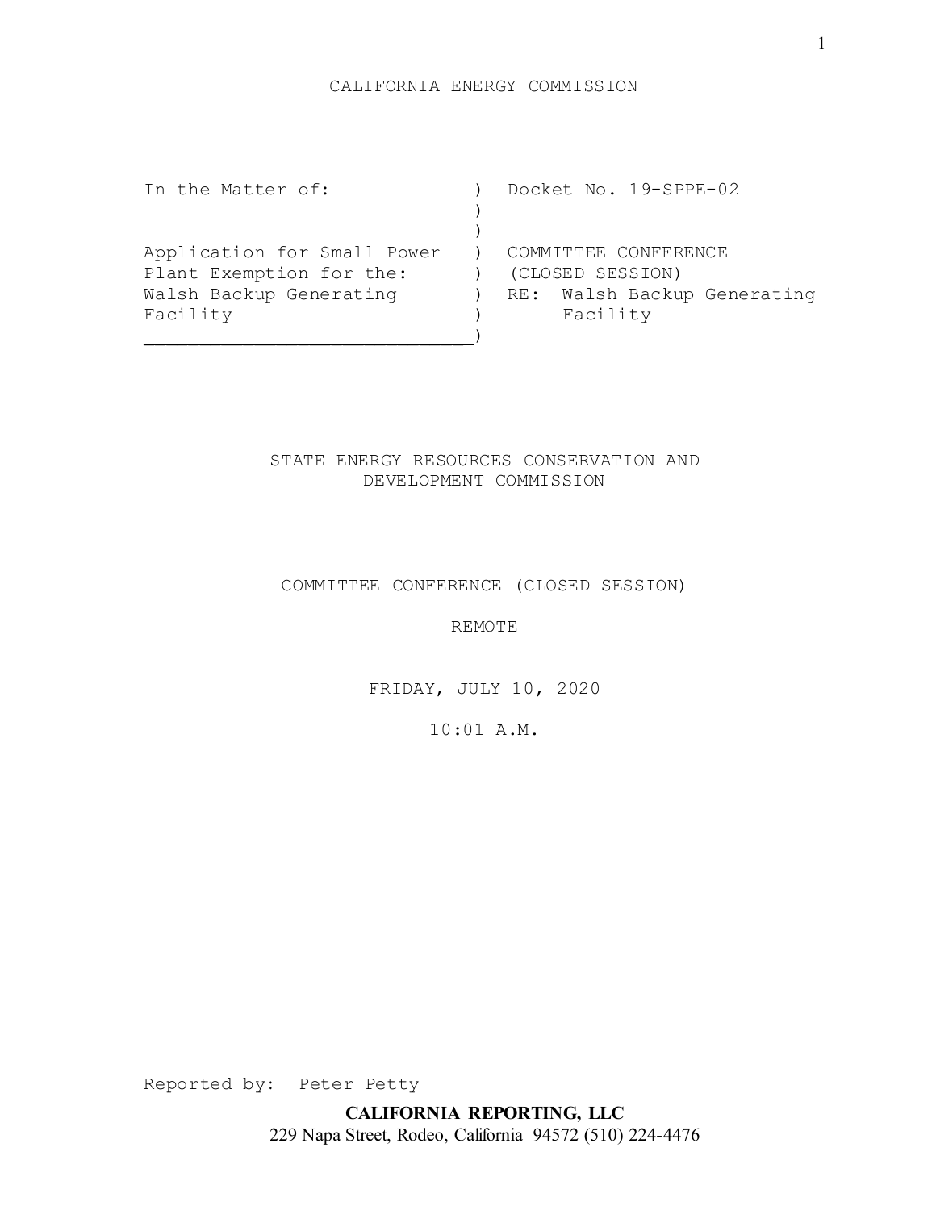CALIFORNIA ENERGY COMMISSION

| In the Matter of: | Docket No. 19-SPPE-02 |
|---|---|
| Application for Small Power Plant Exemption for the: Walsh Backup Generating Facility | COMMITTEE CONFERENCE (CLOSED SESSION) RE: Walsh Backup Generating Facility |

STATE ENERGY RESOURCES CONSERVATION AND DEVELOPMENT COMMISSION

COMMITTEE CONFERENCE (CLOSED SESSION)

REMOTE

FRIDAY, JULY 10, 2020

10:01 A.M.

Reported by: Peter Petty

**CALIFORNIA REPORTING, LLC**
229 Napa Street, Rodeo, California 94572 (510) 224-4476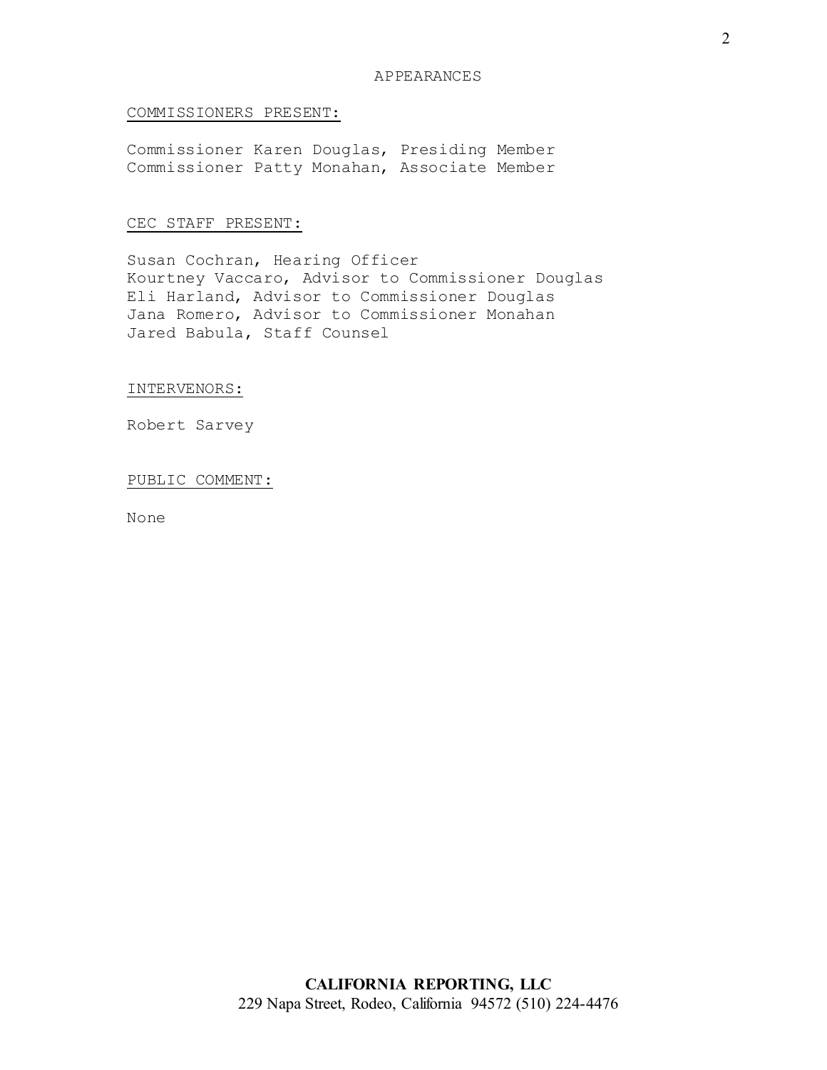# APPEARANCES

<u>COMMISSIONERS PRESENT:</u>

Commissioner Karen Douglas, Presiding Member
Commissioner Patty Monahan, Associate Member

<u>CEC STAFF PRESENT:</u>

Susan Cochran, Hearing Officer
Kourtney Vaccaro, Advisor to Commissioner Douglas
Eli Harland, Advisor to Commissioner Douglas
Jana Romero, Advisor to Commissioner Monahan
Jared Babula, Staff Counsel

<u>INTERVENORS:</u>

Robert Sarvey

<u>PUBLIC COMMENT:</u>

None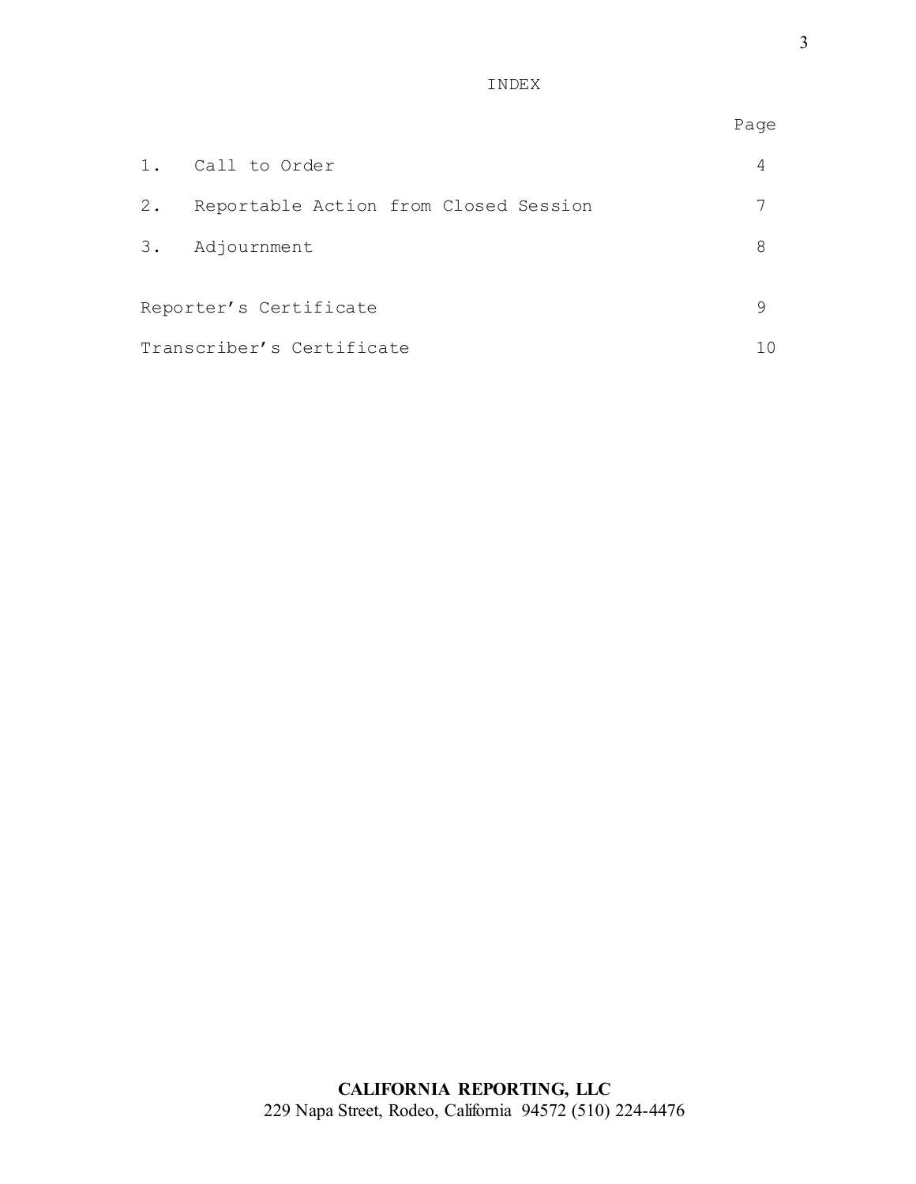# INDEX

| | | Page |
|---|---|---|
| 1. | Call to Order | 4 |
| 2. | Reportable Action from Closed Session | 7 |
| 3. | Adjournment | 8 |
| | | |
| Reporter's Certificate | | 9 |
| Transcriber's Certificate | | 10 |

**CALIFORNIA REPORTING, LLC**
229 Napa Street, Rodeo, California 94572 (510) 224-4476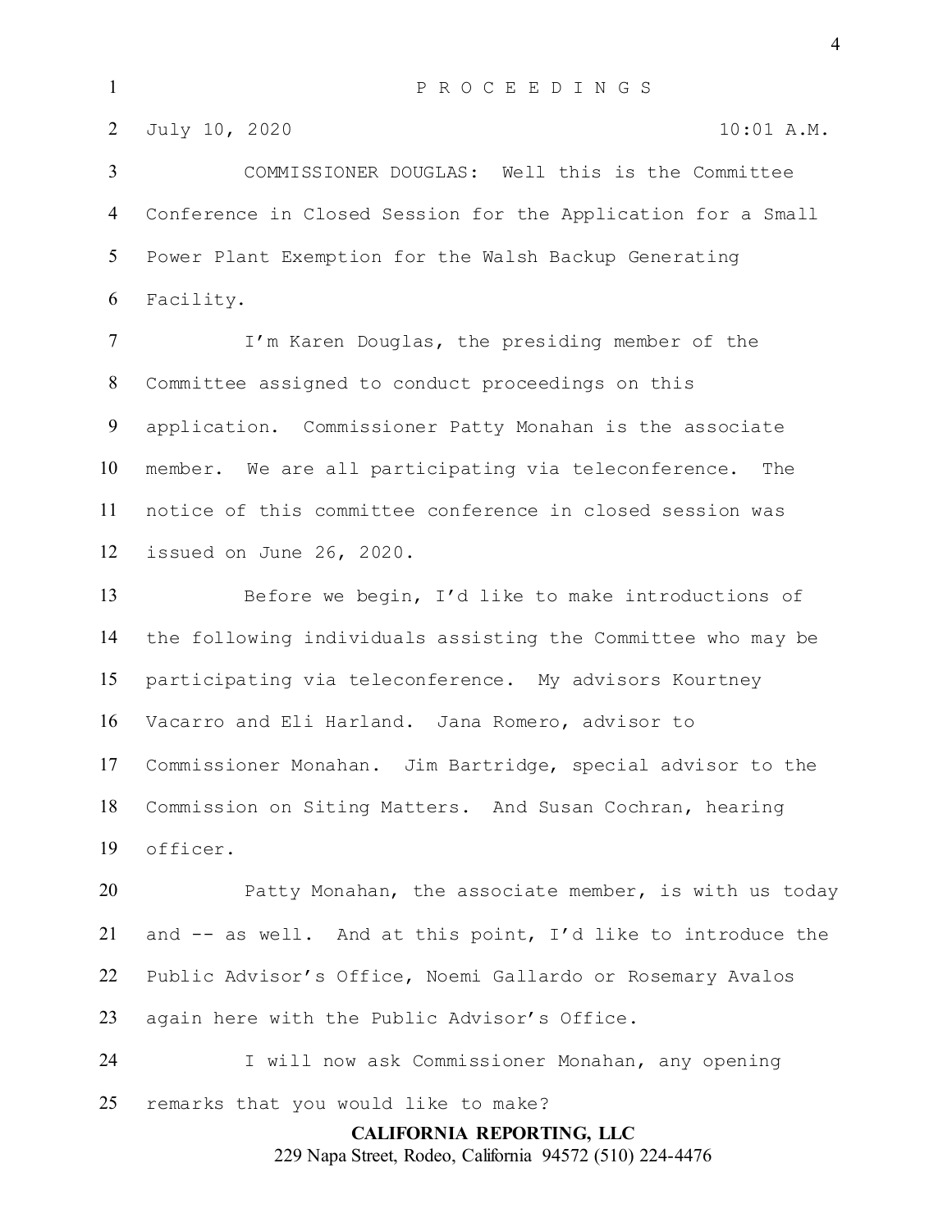P R O C E E D I N G S

July 10, 2020 10:01 A.M.

COMMISSIONER DOUGLAS: Well this is the Committee Conference in Closed Session for the Application for a Small Power Plant Exemption for the Walsh Backup Generating Facility.

I'm Karen Douglas, the presiding member of the Committee assigned to conduct proceedings on this application. Commissioner Patty Monahan is the associate member. We are all participating via teleconference. The notice of this committee conference in closed session was issued on June 26, 2020.

Before we begin, I'd like to make introductions of the following individuals assisting the Committee who may be participating via teleconference. My advisors Kourtney Vacarro and Eli Harland. Jana Romero, advisor to Commissioner Monahan. Jim Bartridge, special advisor to the Commission on Siting Matters. And Susan Cochran, hearing officer.

Patty Monahan, the associate member, is with us today and -- as well. And at this point, I'd like to introduce the Public Advisor's Office, Noemi Gallardo or Rosemary Avalos again here with the Public Advisor's Office.

I will now ask Commissioner Monahan, any opening remarks that you would like to make?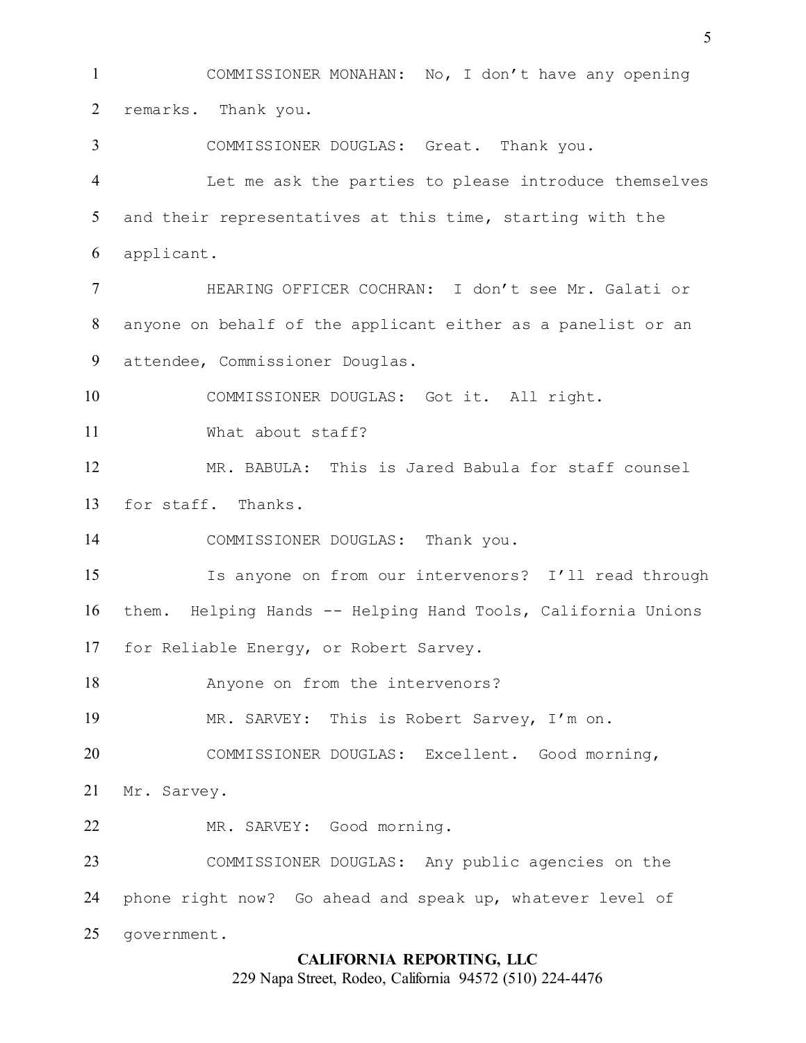COMMISSIONER MONAHAN: No, I don't have any opening remarks. Thank you.

COMMISSIONER DOUGLAS: Great. Thank you.

Let me ask the parties to please introduce themselves and their representatives at this time, starting with the applicant.

HEARING OFFICER COCHRAN: I don't see Mr. Galati or anyone on behalf of the applicant either as a panelist or an attendee, Commissioner Douglas.

COMMISSIONER DOUGLAS: Got it. All right.

What about staff?

MR. BABULA: This is Jared Babula for staff counsel for staff. Thanks.

COMMISSIONER DOUGLAS: Thank you.

Is anyone on from our intervenors? I'll read through them. Helping Hands -- Helping Hand Tools, California Unions for Reliable Energy, or Robert Sarvey.

Anyone on from the intervenors?

MR. SARVEY: This is Robert Sarvey, I'm on.

COMMISSIONER DOUGLAS: Excellent. Good morning, Mr. Sarvey.

MR. SARVEY: Good morning.

COMMISSIONER DOUGLAS: Any public agencies on the phone right now? Go ahead and speak up, whatever level of government.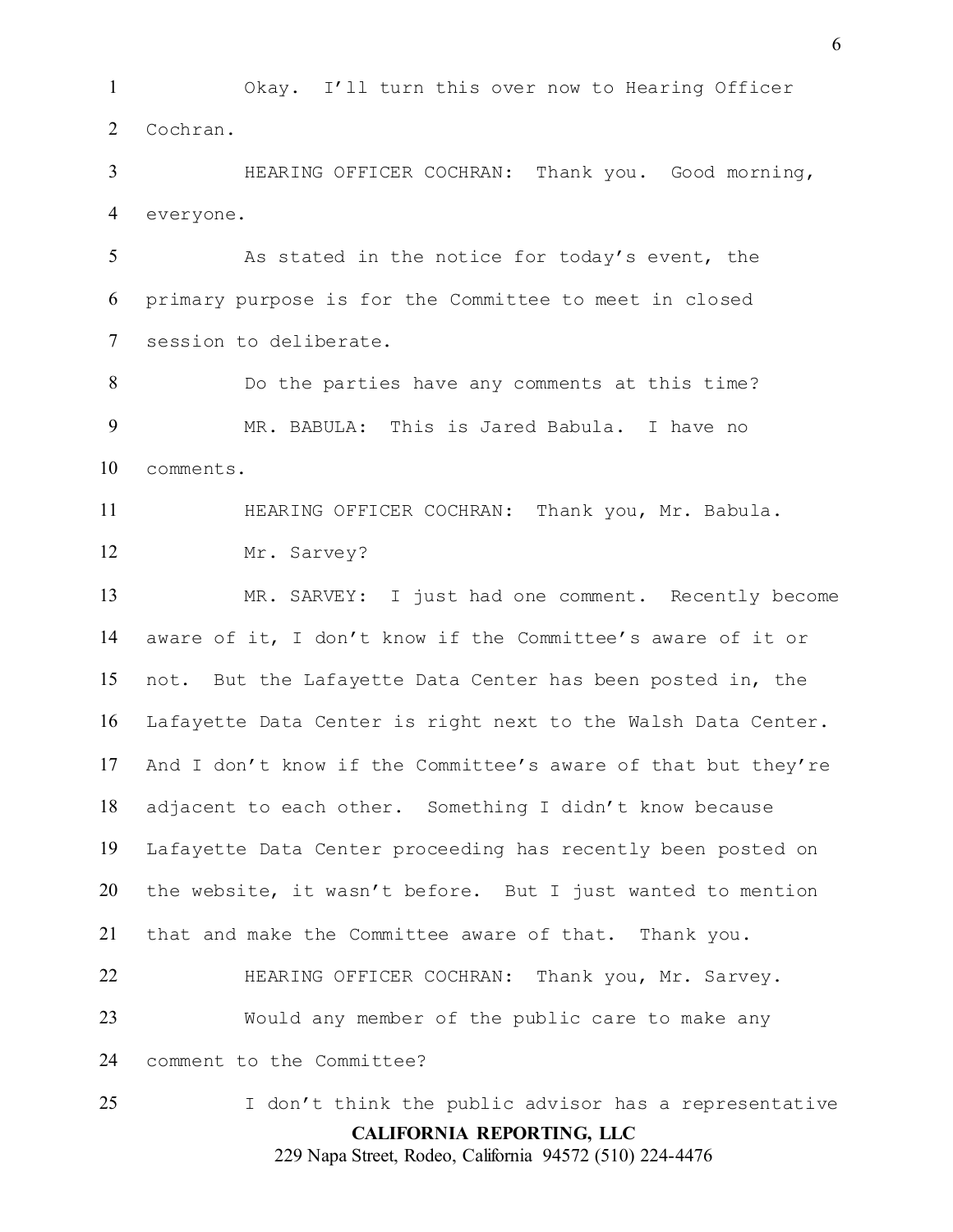Okay. I'll turn this over now to Hearing Officer Cochran.

HEARING OFFICER COCHRAN: Thank you. Good morning, everyone.

As stated in the notice for today's event, the primary purpose is for the Committee to meet in closed session to deliberate.

Do the parties have any comments at this time?

MR. BABULA: This is Jared Babula. I have no comments.

HEARING OFFICER COCHRAN: Thank you, Mr. Babula.

Mr. Sarvey?

MR. SARVEY: I just had one comment. Recently become aware of it, I don't know if the Committee's aware of it or not. But the Lafayette Data Center has been posted in, the Lafayette Data Center is right next to the Walsh Data Center. And I don't know if the Committee's aware of that but they're adjacent to each other. Something I didn't know because Lafayette Data Center proceeding has recently been posted on the website, it wasn't before. But I just wanted to mention that and make the Committee aware of that. Thank you.

HEARING OFFICER COCHRAN: Thank you, Mr. Sarvey.

Would any member of the public care to make any comment to the Committee?

I don't think the public advisor has a representative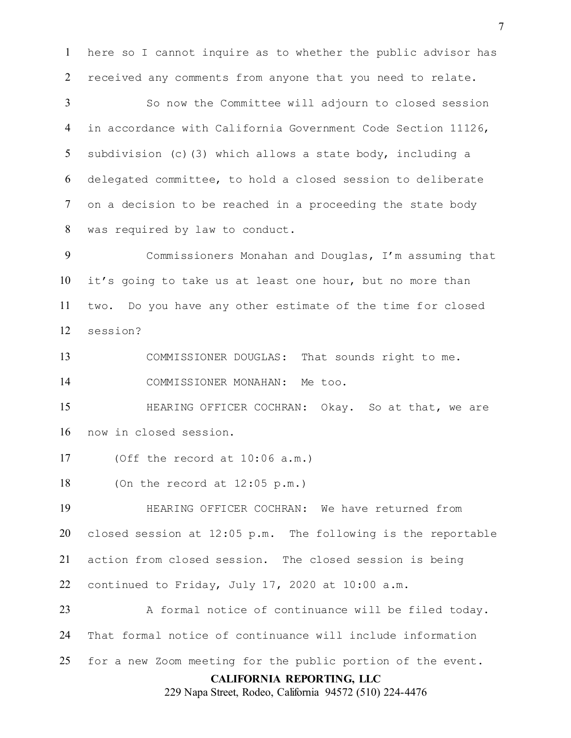here so I cannot inquire as to whether the public advisor has received any comments from anyone that you need to relate.

So now the Committee will adjourn to closed session in accordance with California Government Code Section 11126, subdivision (c)(3) which allows a state body, including a delegated committee, to hold a closed session to deliberate on a decision to be reached in a proceeding the state body was required by law to conduct.

Commissioners Monahan and Douglas, I'm assuming that it's going to take us at least one hour, but no more than two. Do you have any other estimate of the time for closed session?

COMMISSIONER DOUGLAS: That sounds right to me.

COMMISSIONER MONAHAN: Me too.

HEARING OFFICER COCHRAN: Okay. So at that, we are now in closed session.

(Off the record at 10:06 a.m.)

(On the record at 12:05 p.m.)

HEARING OFFICER COCHRAN: We have returned from closed session at 12:05 p.m. The following is the reportable action from closed session. The closed session is being continued to Friday, July 17, 2020 at 10:00 a.m.

A formal notice of continuance will be filed today. That formal notice of continuance will include information for a new Zoom meeting for the public portion of the event.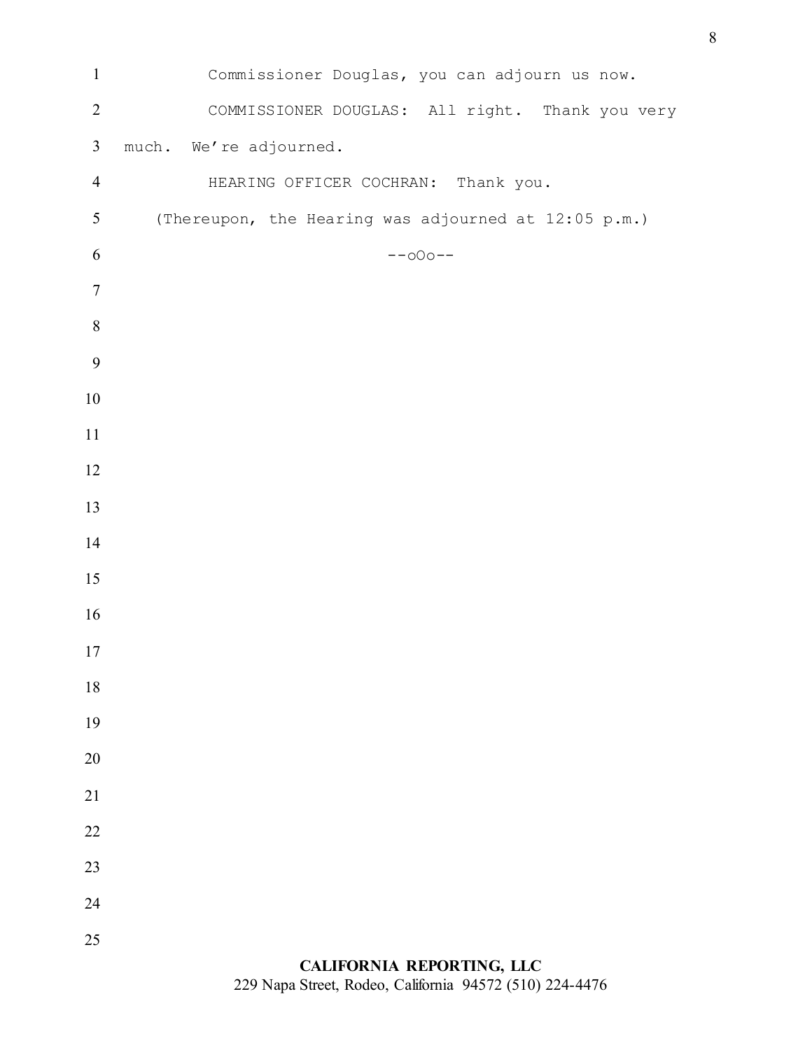Commissioner Douglas, you can adjourn us now.

COMMISSIONER DOUGLAS: All right. Thank you very much. We're adjourned.

HEARING OFFICER COCHRAN: Thank you.

(Thereupon, the Hearing was adjourned at 12:05 p.m.)

--oOo--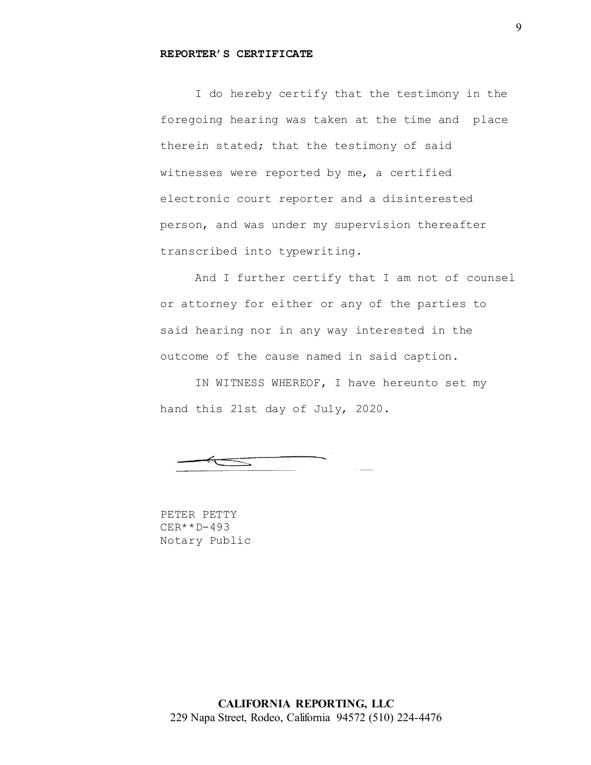**REPORTER'S CERTIFICATE**

I do hereby certify that the testimony in the foregoing hearing was taken at the time and place therein stated; that the testimony of said witnesses were reported by me, a certified electronic court reporter and a disinterested person, and was under my supervision thereafter transcribed into typewriting.

And I further certify that I am not of counsel or attorney for either or any of the parties to said hearing nor in any way interested in the outcome of the cause named in said caption.

IN WITNESS WHEREOF, I have hereunto set my hand this 21st day of July, 2020.

PETER PETTY
CER**D-493
Notary Public

**CALIFORNIA REPORTING, LLC**
229 Napa Street, Rodeo, California 94572 (510) 224-4476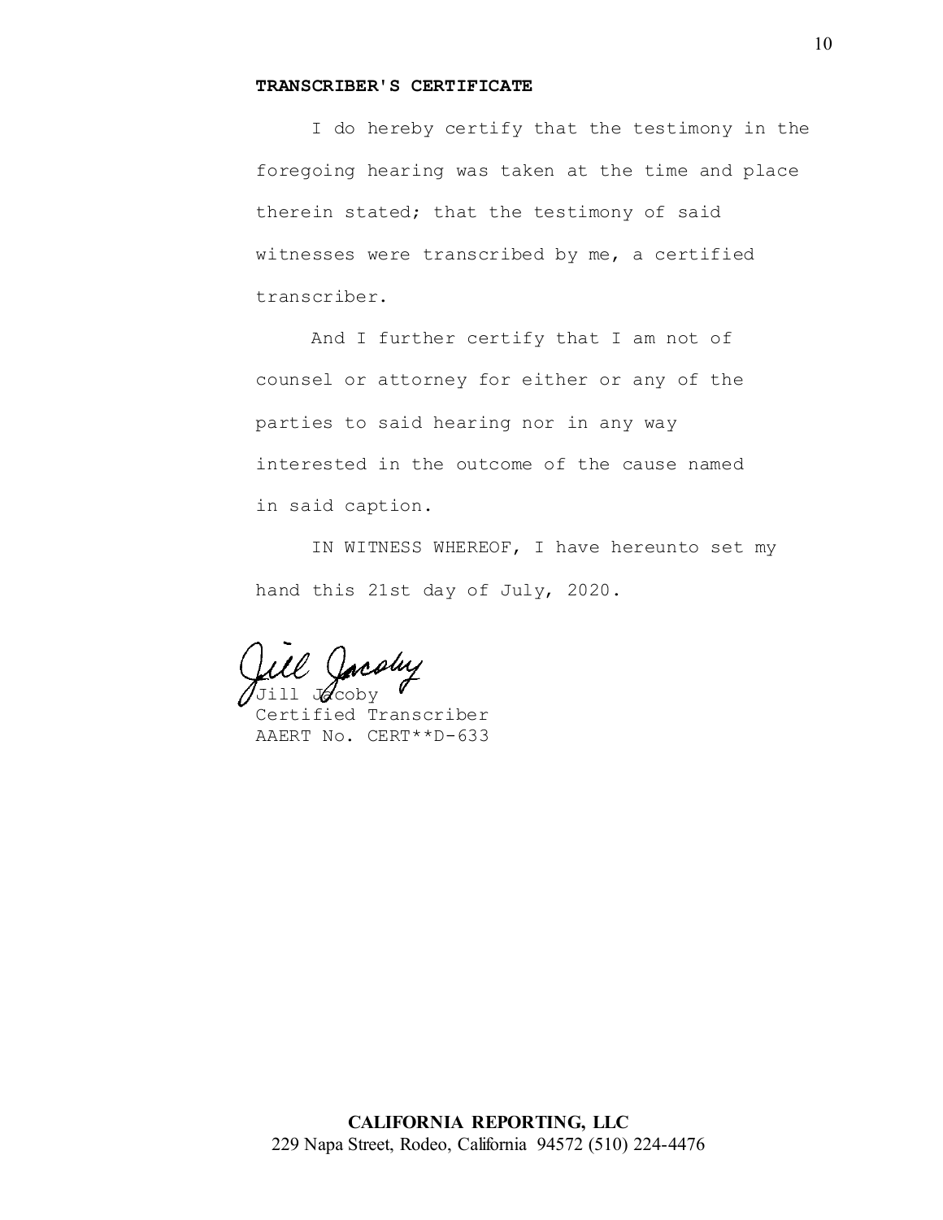**TRANSCRIBER'S CERTIFICATE**

I do hereby certify that the testimony in the foregoing hearing was taken at the time and place therein stated; that the testimony of said witnesses were transcribed by me, a certified transcriber.

And I further certify that I am not of counsel or attorney for either or any of the parties to said hearing nor in any way interested in the outcome of the cause named in said caption.

IN WITNESS WHEREOF, I have hereunto set my hand this 21st day of July, 2020.

Jill Jacoby
Certified Transcriber
AAERT No. CERT**D-633

**CALIFORNIA REPORTING, LLC**
229 Napa Street, Rodeo, California 94572 (510) 224-4476